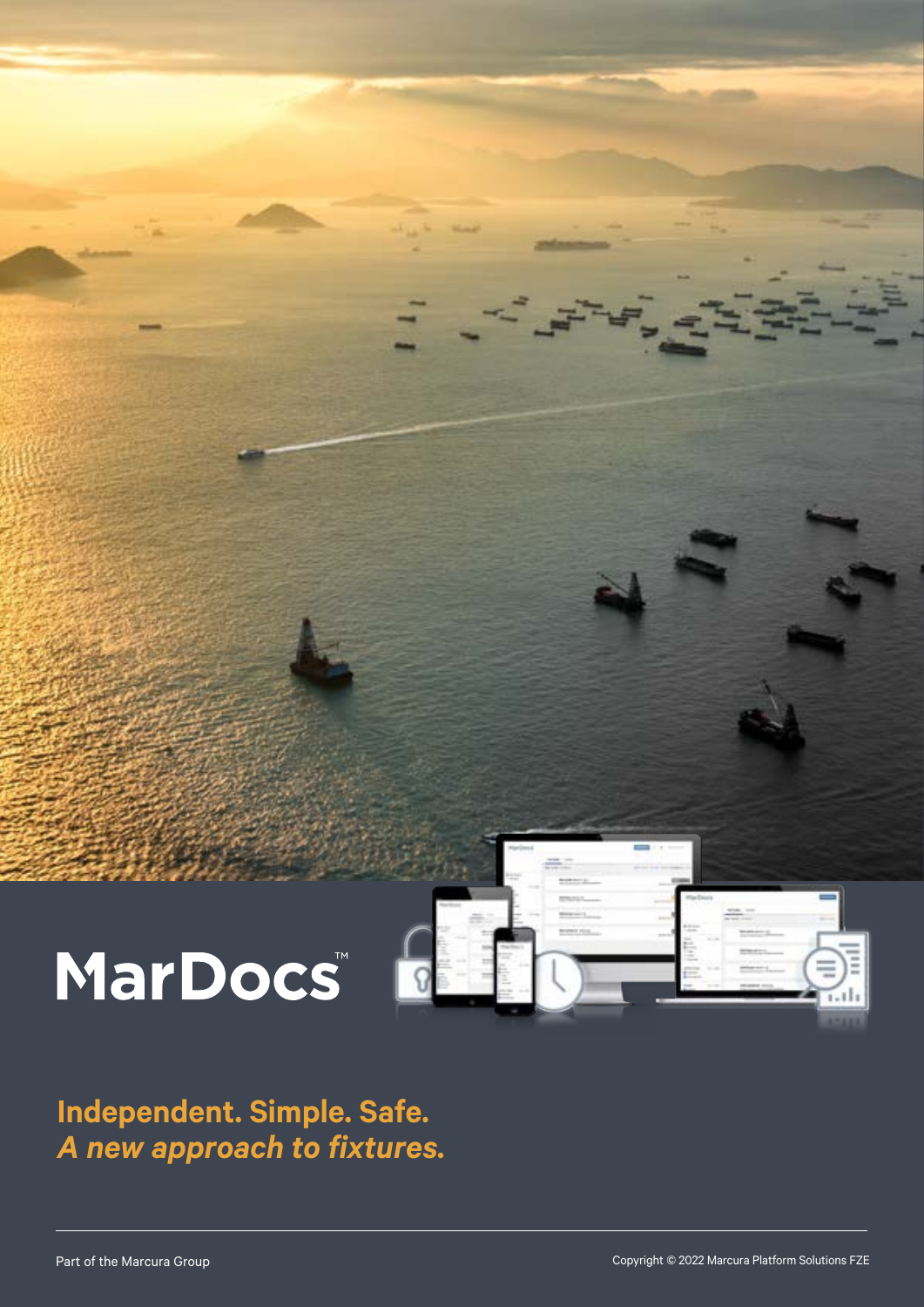# MarDocs™

**Independent. Simple. Safe.**
***A new approach to fixtures.***

Part of the Marcura Group

Copyright © 2022 Marcura Platform Solutions FZE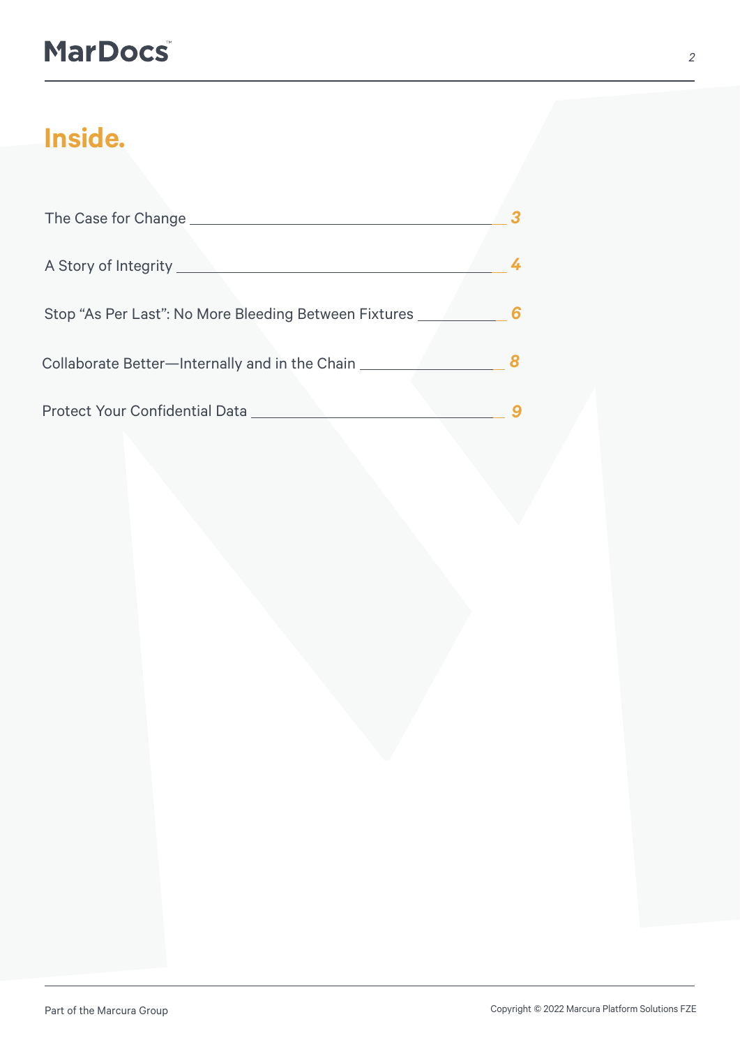# Inside.

| | |
|---|---|
| The Case for Change | 3 |
| A Story of Integrity | 4 |
| Stop "As Per Last": No More Bleeding Between Fixtures | 6 |
| Collaborate Better—Internally and in the Chain | 8 |
| Protect Your Confidential Data | 9 |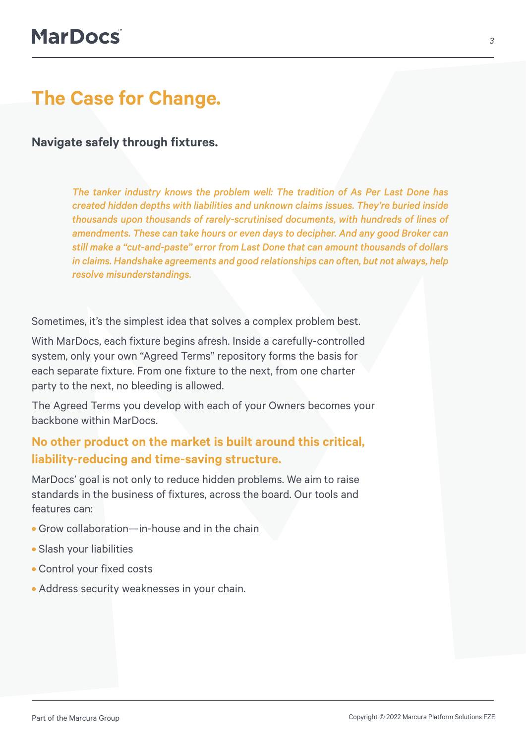# The Case for Change.

### Navigate safely through fixtures.

> *The tanker industry knows the problem well: The tradition of As Per Last Done has created hidden depths with liabilities and unknown claims issues. They're buried inside thousands upon thousands of rarely-scrutinised documents, with hundreds of lines of amendments. These can take hours or even days to decipher. And any good Broker can still make a "cut-and-paste" error from Last Done that can amount thousands of dollars in claims. Handshake agreements and good relationships can often, but not always, help resolve misunderstandings.*

Sometimes, it's the simplest idea that solves a complex problem best.

With MarDocs, each fixture begins afresh. Inside a carefully-controlled system, only your own "Agreed Terms" repository forms the basis for each separate fixture. From one fixture to the next, from one charter party to the next, no bleeding is allowed.

The Agreed Terms you develop with each of your Owners becomes your backbone within MarDocs.

**No other product on the market is built around this critical, liability-reducing and time-saving structure.**

MarDocs' goal is not only to reduce hidden problems. We aim to raise standards in the business of fixtures, across the board. Our tools and features can:

- Grow collaboration—in-house and in the chain
- Slash your liabilities
- Control your fixed costs
- Address security weaknesses in your chain.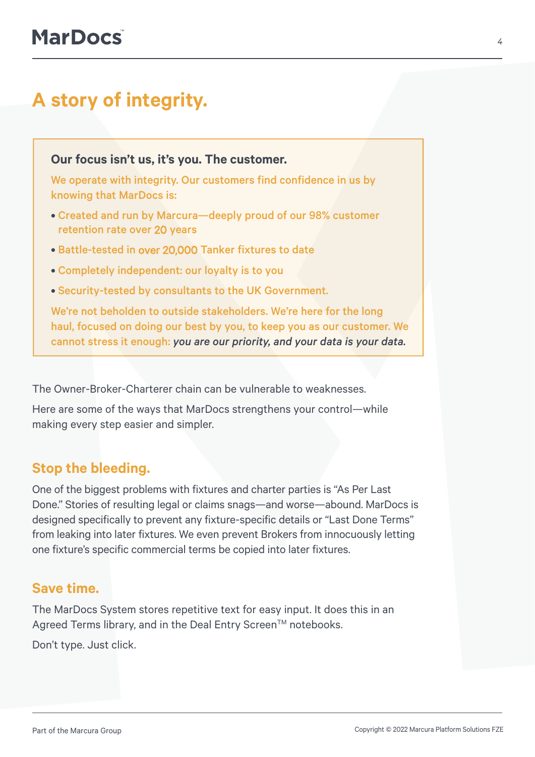# A story of integrity.

**Our focus isn't us, it's you. The customer.**

We operate with integrity. Our customers find confidence in us by knowing that MarDocs is:

- Created and run by Marcura—deeply proud of our 98% customer retention rate over 20 years
- Battle-tested in over 20,000 Tanker fixtures to date
- Completely independent: our loyalty is to you
- Security-tested by consultants to the UK Government.

We're not beholden to outside stakeholders. We're here for the long haul, focused on doing our best by you, to keep you as our customer. We cannot stress it enough: *you are our priority, and your data is your data.*

The Owner-Broker-Charterer chain can be vulnerable to weaknesses.

Here are some of the ways that MarDocs strengthens your control—while making every step easier and simpler.

## Stop the bleeding.

One of the biggest problems with fixtures and charter parties is "As Per Last Done." Stories of resulting legal or claims snags—and worse—abound. MarDocs is designed specifically to prevent any fixture-specific details or "Last Done Terms" from leaking into later fixtures. We even prevent Brokers from innocuously letting one fixture's specific commercial terms be copied into later fixtures.

## Save time.

The MarDocs System stores repetitive text for easy input. It does this in an Agreed Terms library, and in the Deal Entry Screen™ notebooks.

Don't type. Just click.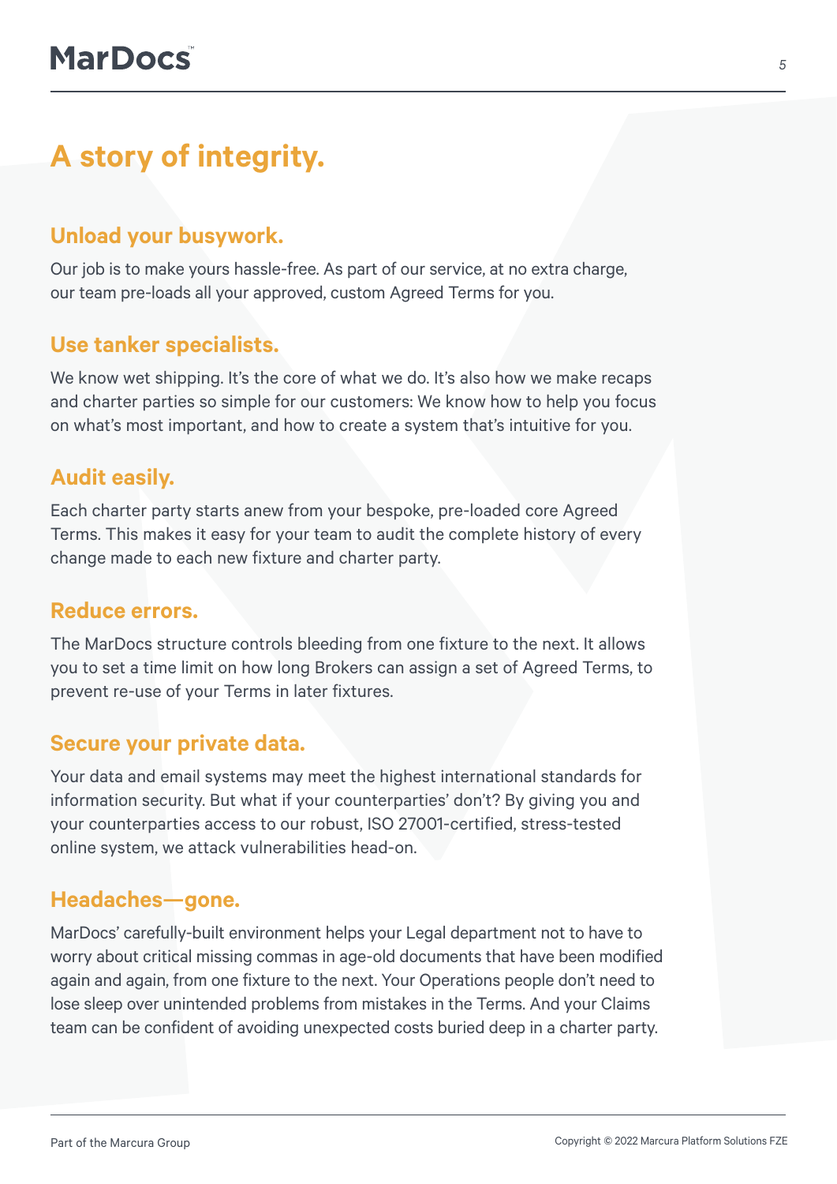# A story of integrity.

## Unload your busywork.

Our job is to make yours hassle-free. As part of our service, at no extra charge, our team pre-loads all your approved, custom Agreed Terms for you.

## Use tanker specialists.

We know wet shipping. It's the core of what we do. It's also how we make recaps and charter parties so simple for our customers: We know how to help you focus on what's most important, and how to create a system that's intuitive for you.

## Audit easily.

Each charter party starts anew from your bespoke, pre-loaded core Agreed Terms. This makes it easy for your team to audit the complete history of every change made to each new fixture and charter party.

## Reduce errors.

The MarDocs structure controls bleeding from one fixture to the next. It allows you to set a time limit on how long Brokers can assign a set of Agreed Terms, to prevent re-use of your Terms in later fixtures.

## Secure your private data.

Your data and email systems may meet the highest international standards for information security. But what if your counterparties' don't? By giving you and your counterparties access to our robust, ISO 27001-certified, stress-tested online system, we attack vulnerabilities head-on.

## Headaches—gone.

MarDocs' carefully-built environment helps your Legal department not to have to worry about critical missing commas in age-old documents that have been modified again and again, from one fixture to the next. Your Operations people don't need to lose sleep over unintended problems from mistakes in the Terms. And your Claims team can be confident of avoiding unexpected costs buried deep in a charter party.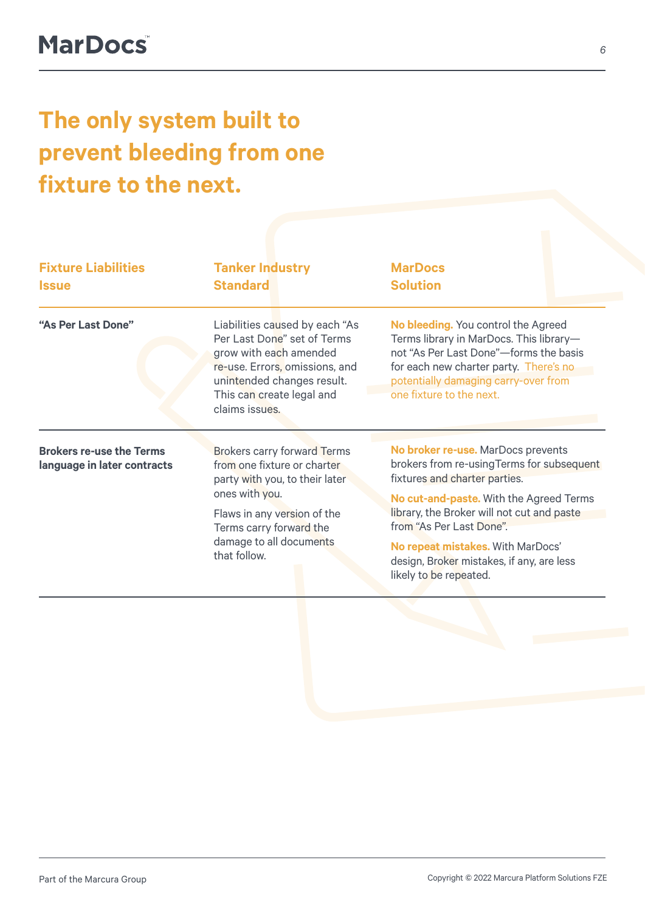# The only system built to prevent bleeding from one fixture to the next.

| Fixture Liabilities Issue | Tanker Industry Standard | MarDocs Solution |
|---|---|---|
| **"As Per Last Done"** | Liabilities caused by each "As Per Last Done" set of Terms grow with each amended re-use. Errors, omissions, and unintended changes result. This can create legal and claims issues. | **No bleeding.** You control the Agreed Terms library in MarDocs. This library—not "As Per Last Done"—forms the basis for each new charter party. There's no potentially damaging carry-over from one fixture to the next. |
| **Brokers re-use the Terms language in later contracts** | Brokers carry forward Terms from one fixture or charter party with you, to their later ones with you. <br><br> Flaws in any version of the Terms carry forward the damage to all documents that follow. | **No broker re-use.** MarDocs prevents brokers from re-usingTerms for subsequent fixtures and charter parties. <br><br> **No cut-and-paste.** With the Agreed Terms library, the Broker will not cut and paste from "As Per Last Done". <br><br> **No repeat mistakes.** With MarDocs' design, Broker mistakes, if any, are less likely to be repeated. |

Part of the Marcura Group

Copyright © 2022 Marcura Platform Solutions FZE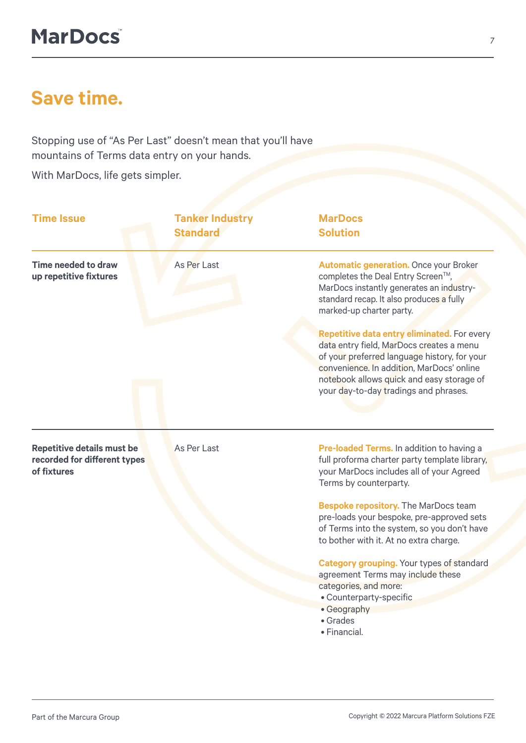# Save time.

Stopping use of "As Per Last" doesn't mean that you'll have mountains of Terms data entry on your hands.

With MarDocs, life gets simpler.

| Time Issue | Tanker Industry Standard | MarDocs Solution |
|---|---|---|
| **Time needed to draw up repetitive fixtures** | As Per Last | **Automatic generation.** Once your Broker completes the Deal Entry Screen™, MarDocs instantly generates an industry-standard recap. It also produces a fully marked-up charter party.<br><br>**Repetitive data entry eliminated.** For every data entry field, MarDocs creates a menu of your preferred language history, for your convenience. In addition, MarDocs' online notebook allows quick and easy storage of your day-to-day tradings and phrases. |
| **Repetitive details must be recorded for different types of fixtures** | As Per Last | **Pre-loaded Terms.** In addition to having a full proforma charter party template library, your MarDocs includes all of your Agreed Terms by counterparty.<br><br>**Bespoke repository.** The MarDocs team pre-loads your bespoke, pre-approved sets of Terms into the system, so you don't have to bother with it. At no extra charge.<br><br>**Category grouping.** Your types of standard agreement Terms may include these categories, and more:<br>• Counterparty-specific<br>• Geography<br>• Grades<br>• Financial. |

Part of the Marcura Group

Copyright © 2022 Marcura Platform Solutions FZE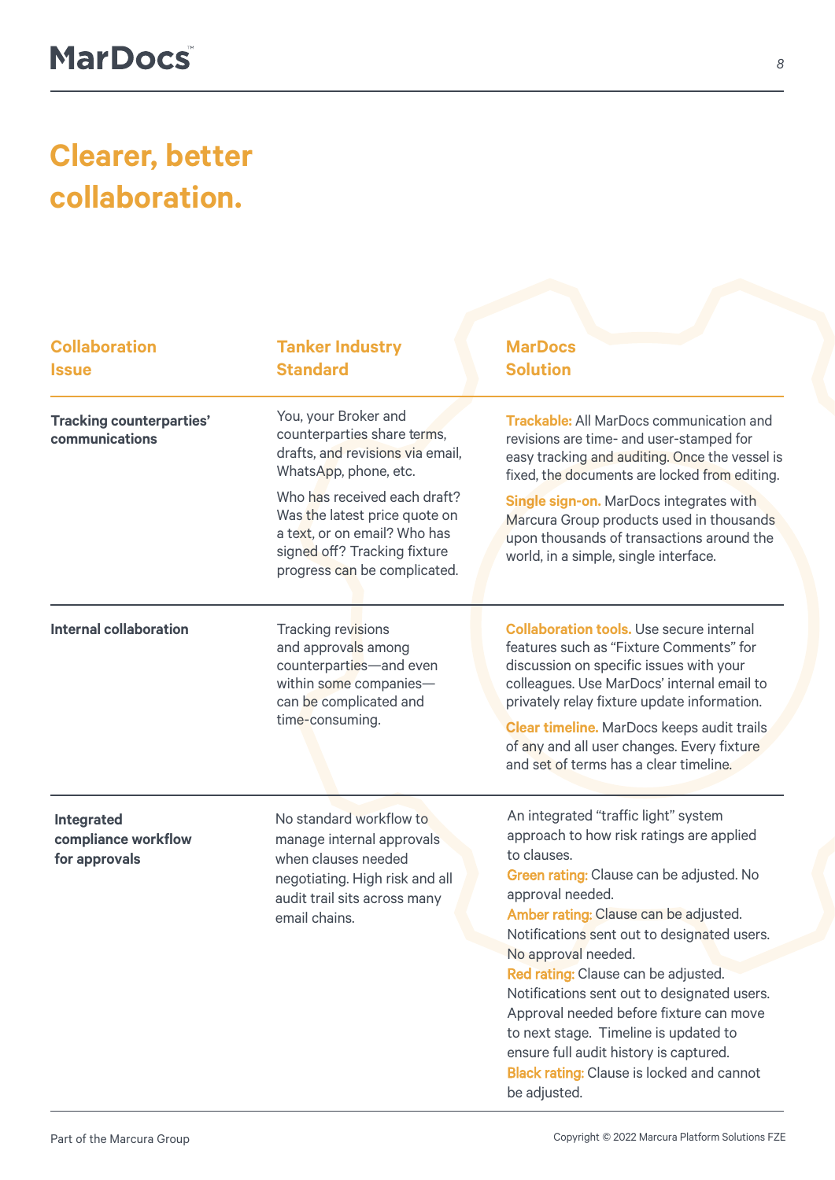# Clearer, better collaboration.

| Collaboration Issue | Tanker Industry Standard | MarDocs Solution |
|---|---|---|
| **Tracking counterparties' communications** | You, your Broker and counterparties share terms, drafts, and revisions via email, WhatsApp, phone, etc.<br><br>Who has received each draft? Was the latest price quote on a text, or on email? Who has signed off? Tracking fixture progress can be complicated. | **Trackable:** All MarDocs communication and revisions are time- and user-stamped for easy tracking and auditing. Once the vessel is fixed, the documents are locked from editing.<br><br>**Single sign-on.** MarDocs integrates with Marcura Group products used in thousands upon thousands of transactions around the world, in a simple, single interface. |
| **Internal collaboration** | Tracking revisions and approvals among counterparties—and even within some companies—can be complicated and time-consuming. | **Collaboration tools.** Use secure internal features such as "Fixture Comments" for discussion on specific issues with your colleagues. Use MarDocs' internal email to privately relay fixture update information.<br><br>**Clear timeline.** MarDocs keeps audit trails of any and all user changes. Every fixture and set of terms has a clear timeline. |
| **Integrated compliance workflow for approvals** | No standard workflow to manage internal approvals when clauses needed negotiating. High risk and all audit trail sits across many email chains. | An integrated "traffic light" system approach to how risk ratings are applied to clauses.<br>**Green rating:** Clause can be adjusted. No approval needed.<br>**Amber rating:** Clause can be adjusted. Notifications sent out to designated users. No approval needed.<br>**Red rating:** Clause can be adjusted. Notifications sent out to designated users. Approval needed before fixture can move to next stage. Timeline is updated to ensure full audit history is captured.<br>**Black rating:** Clause is locked and cannot be adjusted. |

Part of the Marcura Group

Copyright © 2022 Marcura Platform Solutions FZE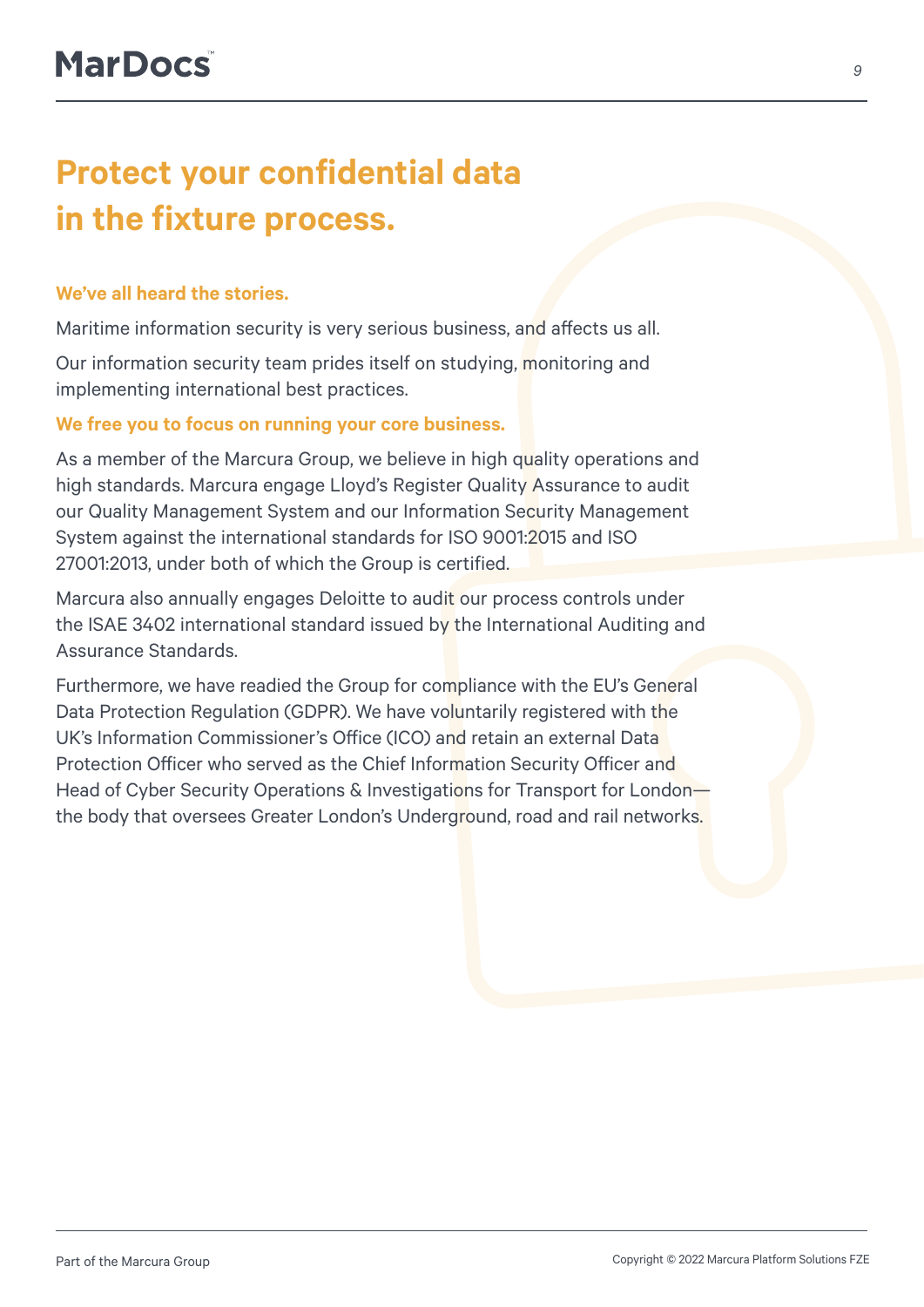# Protect your confidential data in the fixture process.

### We've all heard the stories.

Maritime information security is very serious business, and affects us all.

Our information security team prides itself on studying, monitoring and implementing international best practices.

### We free you to focus on running your core business.

As a member of the Marcura Group, we believe in high quality operations and high standards. Marcura engage Lloyd's Register Quality Assurance to audit our Quality Management System and our Information Security Management System against the international standards for ISO 9001:2015 and ISO 27001:2013, under both of which the Group is certified.

Marcura also annually engages Deloitte to audit our process controls under the ISAE 3402 international standard issued by the International Auditing and Assurance Standards.

Furthermore, we have readied the Group for compliance with the EU's General Data Protection Regulation (GDPR). We have voluntarily registered with the UK's Information Commissioner's Office (ICO) and retain an external Data Protection Officer who served as the Chief Information Security Officer and Head of Cyber Security Operations & Investigations for Transport for London—the body that oversees Greater London's Underground, road and rail networks.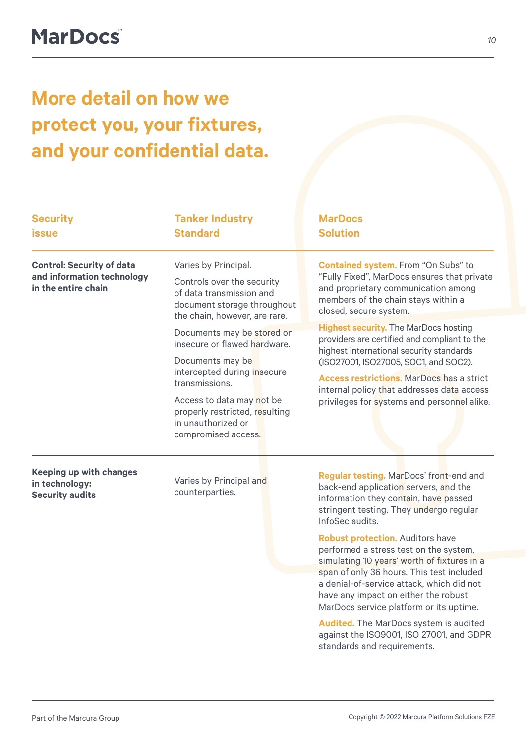# More detail on how we protect you, your fixtures, and your confidential data.

| Security issue | Tanker Industry Standard | MarDocs Solution |
| --- | --- | --- |
| **Control: Security of data and information technology in the entire chain** | Varies by Principal.<br><br>Controls over the security of data transmission and document storage throughout the chain, however, are rare.<br><br>Documents may be stored on insecure or flawed hardware.<br><br>Documents may be intercepted during insecure transmissions.<br><br>Access to data may not be properly restricted, resulting in unauthorized or compromised access. | **Contained system.** From "On Subs" to "Fully Fixed", MarDocs ensures that private and proprietary communication among members of the chain stays within a closed, secure system.<br><br>**Highest security.** The MarDocs hosting providers are certified and compliant to the highest international security standards (ISO27001, ISO27005, SOC1, and SOC2).<br><br>**Access restrictions.** MarDocs has a strict internal policy that addresses data access privileges for systems and personnel alike. |
| **Keeping up with changes in technology: Security audits** | Varies by Principal and counterparties. | **Regular testing.** MarDocs' front-end and back-end application servers, and the information they contain, have passed stringent testing. They undergo regular InfoSec audits.<br><br>**Robust protection.** Auditors have performed a stress test on the system, simulating 10 years' worth of fixtures in a span of only 36 hours. This test included a denial-of-service attack, which did not have any impact on either the robust MarDocs service platform or its uptime.<br><br>**Audited.** The MarDocs system is audited against the ISO9001, ISO 27001, and GDPR standards and requirements. |

Part of the Marcura Group

Copyright © 2022 Marcura Platform Solutions FZE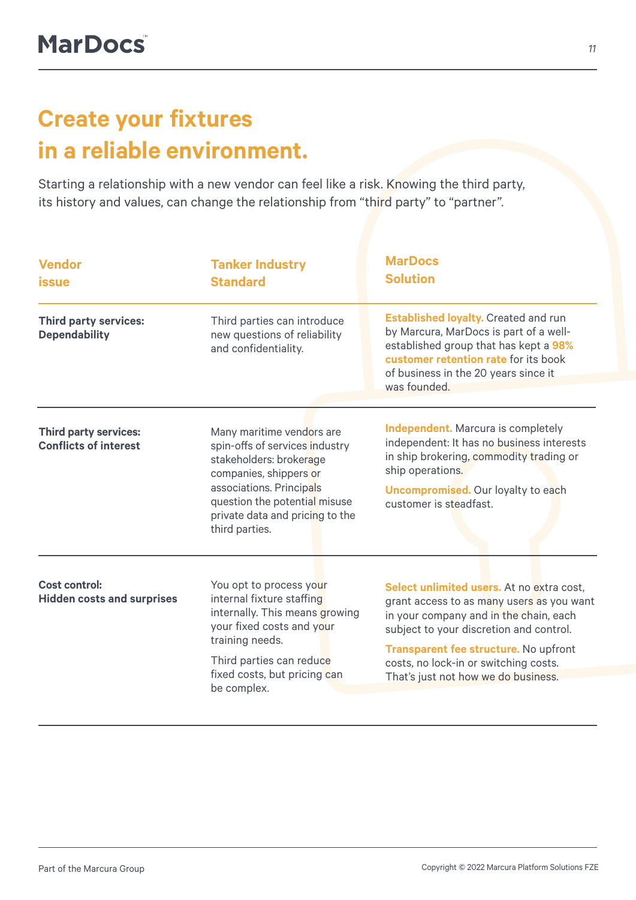# Create your fixtures in a reliable environment.

Starting a relationship with a new vendor can feel like a risk. Knowing the third party, its history and values, can change the relationship from “third party” to “partner”.

| Vendor issue | Tanker Industry Standard | MarDocs Solution |
|---|---|---|
| **Third party services: Dependability** | Third parties can introduce new questions of reliability and confidentiality. | **Established loyalty.** Created and run by Marcura, MarDocs is part of a well-established group that has kept a **98% customer retention rate** for its book of business in the 20 years since it was founded. |
| **Third party services: Conflicts of interest** | Many maritime vendors are spin-offs of services industry stakeholders: brokerage companies, shippers or associations. Principals question the potential misuse private data and pricing to the third parties. | **Independent.** Marcura is completely independent: It has no business interests in ship brokering, commodity trading or ship operations. **Uncompromised.** Our loyalty to each customer is steadfast. |
| **Cost control: Hidden costs and surprises** | You opt to process your internal fixture staffing internally. This means growing your fixed costs and your training needs. Third parties can reduce fixed costs, but pricing can be complex. | **Select unlimited users.** At no extra cost, grant access to as many users as you want in your company and in the chain, each subject to your discretion and control. **Transparent fee structure.** No upfront costs, no lock-in or switching costs. That’s just not how we do business. |

Part of the Marcura Group

Copyright © 2022 Marcura Platform Solutions FZE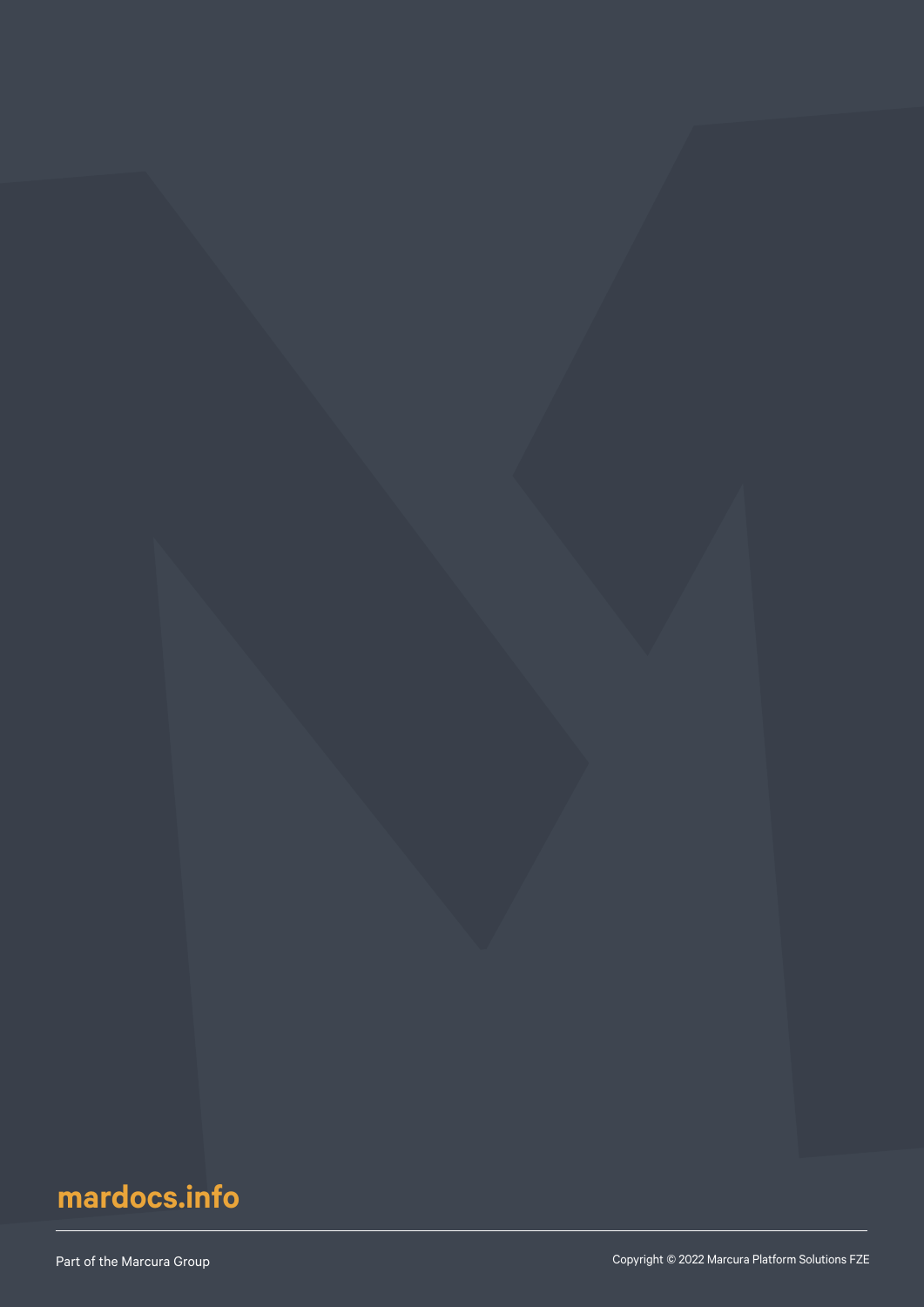**mardocs.info**

Part of the Marcura Group

Copyright © 2022 Marcura Platform Solutions FZE